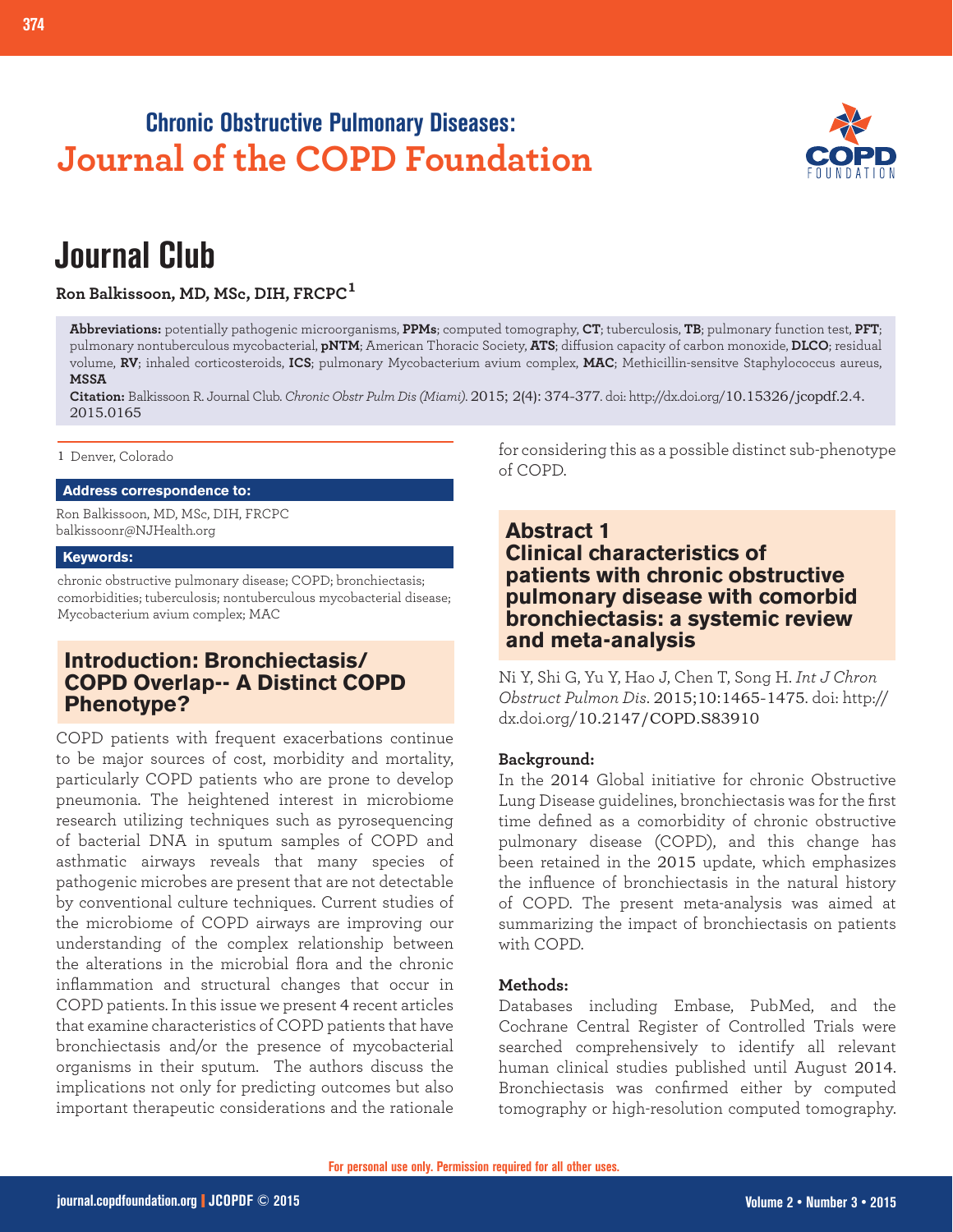## Chronic Obstructive Pulmonary Diseases:
# Journal of the COPD Foundation

# Journal Club

**Ron Balkissoon, MD, MSc, DIH, FRCPC[1]**

**Abbreviations:** potentially pathogenic microorganisms, **PPMs**; computed tomography, **CT**; tuberculosis, **TB**; pulmonary function test, **PFT**; pulmonary nontuberculous mycobacterial, **pNTM**; American Thoracic Society, **ATS**; diffusion capacity of carbon monoxide, **DLCO**; residual volume, **RV**; inhaled corticosteroids, **ICS**; pulmonary Mycobacterium avium complex, **MAC**; Methicillin-sensitve Staphylococcus aureus, **MSSA**

**Citation:** Balkissoon R. Journal Club. *Chronic Obstr Pulm Dis (Miami)*. 2015; 2(4): 374-377. doi: http://dx.doi.org/10.15326/jcopdf.2.4.2015.0165

1 Denver, Colorado

**Address correspondence to:**

Ron Balkissoon, MD, MSc, DIH, FRCPC
balkissoonr@NJHealth.org

**Keywords:**

chronic obstructive pulmonary disease; COPD; bronchiectasis; comorbidities; tuberculosis; nontuberculous mycobacterial disease; Mycobacterium avium complex; MAC

## Introduction: Bronchiectasis/ COPD Overlap-- A Distinct COPD Phenotype?

COPD patients with frequent exacerbations continue to be major sources of cost, morbidity and mortality, particularly COPD patients who are prone to develop pneumonia. The heightened interest in microbiome research utilizing techniques such as pyrosequencing of bacterial DNA in sputum samples of COPD and asthmatic airways reveals that many species of pathogenic microbes are present that are not detectable by conventional culture techniques. Current studies of the microbiome of COPD airways are improving our understanding of the complex relationship between the alterations in the microbial flora and the chronic inflammation and structural changes that occur in COPD patients. In this issue we present 4 recent articles that examine characteristics of COPD patients that have bronchiectasis and/or the presence of mycobacterial organisms in their sputum. The authors discuss the implications not only for predicting outcomes but also important therapeutic considerations and the rationale for considering this as a possible distinct sub-phenotype of COPD.

## Abstract 1
## Clinical characteristics of patients with chronic obstructive pulmonary disease with comorbid bronchiectasis: a systemic review and meta-analysis

Ni Y, Shi G, Yu Y, Hao J, Chen T, Song H. *Int J Chron Obstruct Pulmon Dis*. 2015;10:1465-1475. doi: http://dx.doi.org/10.2147/COPD.S83910

**Background:**

In the 2014 Global initiative for chronic Obstructive Lung Disease guidelines, bronchiectasis was for the first time defined as a comorbidity of chronic obstructive pulmonary disease (COPD), and this change has been retained in the 2015 update, which emphasizes the influence of bronchiectasis in the natural history of COPD. The present meta-analysis was aimed at summarizing the impact of bronchiectasis on patients with COPD.

**Methods:**

Databases including Embase, PubMed, and the Cochrane Central Register of Controlled Trials were searched comprehensively to identify all relevant human clinical studies published until August 2014. Bronchiectasis was confirmed either by computed tomography or high-resolution computed tomography.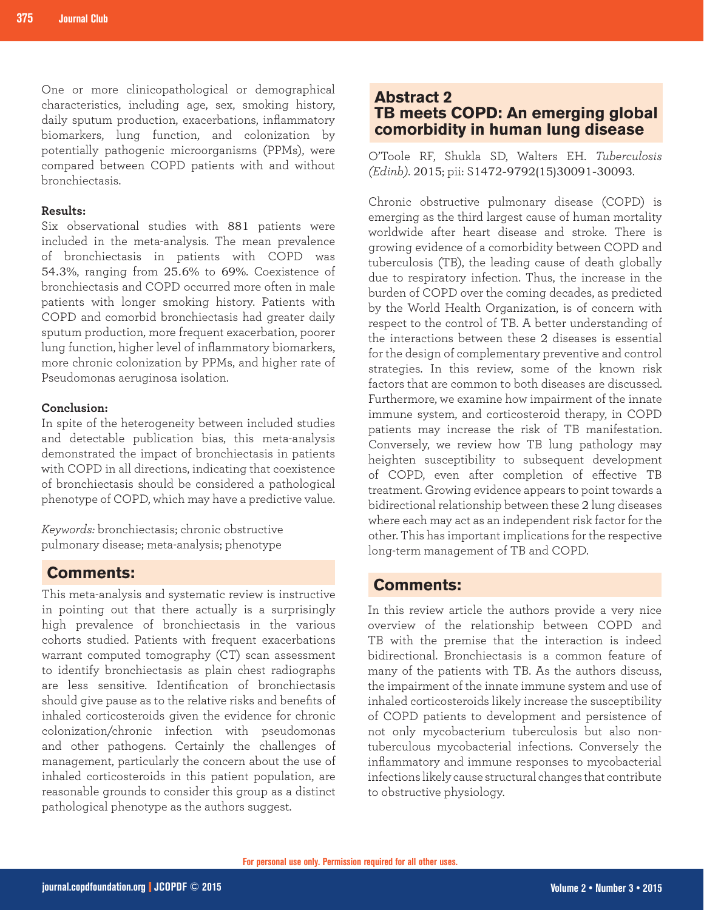One or more clinicopathological or demographical characteristics, including age, sex, smoking history, daily sputum production, exacerbations, inflammatory biomarkers, lung function, and colonization by potentially pathogenic microorganisms (PPMs), were compared between COPD patients with and without bronchiectasis.

**Results:**

Six observational studies with 881 patients were included in the meta-analysis. The mean prevalence of bronchiectasis in patients with COPD was 54.3%, ranging from 25.6% to 69%. Coexistence of bronchiectasis and COPD occurred more often in male patients with longer smoking history. Patients with COPD and comorbid bronchiectasis had greater daily sputum production, more frequent exacerbation, poorer lung function, higher level of inflammatory biomarkers, more chronic colonization by PPMs, and higher rate of Pseudomonas aeruginosa isolation.

**Conclusion:**

In spite of the heterogeneity between included studies and detectable publication bias, this meta-analysis demonstrated the impact of bronchiectasis in patients with COPD in all directions, indicating that coexistence of bronchiectasis should be considered a pathological phenotype of COPD, which may have a predictive value.

*Keywords:* bronchiectasis; chronic obstructive pulmonary disease; meta-analysis; phenotype

## Comments:

This meta-analysis and systematic review is instructive in pointing out that there actually is a surprisingly high prevalence of bronchiectasis in the various cohorts studied. Patients with frequent exacerbations warrant computed tomography (CT) scan assessment to identify bronchiectasis as plain chest radiographs are less sensitive. Identification of bronchiectasis should give pause as to the relative risks and benefits of inhaled corticosteroids given the evidence for chronic colonization/chronic infection with pseudomonas and other pathogens. Certainly the challenges of management, particularly the concern about the use of inhaled corticosteroids in this patient population, are reasonable grounds to consider this group as a distinct pathological phenotype as the authors suggest.

## Abstract 2
## TB meets COPD: An emerging global comorbidity in human lung disease

O'Toole RF, Shukla SD, Walters EH. *Tuberculosis (Edinb)*. 2015; pii: S1472-9792(15)30091-30093.

Chronic obstructive pulmonary disease (COPD) is emerging as the third largest cause of human mortality worldwide after heart disease and stroke. There is growing evidence of a comorbidity between COPD and tuberculosis (TB), the leading cause of death globally due to respiratory infection. Thus, the increase in the burden of COPD over the coming decades, as predicted by the World Health Organization, is of concern with respect to the control of TB. A better understanding of the interactions between these 2 diseases is essential for the design of complementary preventive and control strategies. In this review, some of the known risk factors that are common to both diseases are discussed. Furthermore, we examine how impairment of the innate immune system, and corticosteroid therapy, in COPD patients may increase the risk of TB manifestation. Conversely, we review how TB lung pathology may heighten susceptibility to subsequent development of COPD, even after completion of effective TB treatment. Growing evidence appears to point towards a bidirectional relationship between these 2 lung diseases where each may act as an independent risk factor for the other. This has important implications for the respective long-term management of TB and COPD.

## Comments:

In this review article the authors provide a very nice overview of the relationship between COPD and TB with the premise that the interaction is indeed bidirectional. Bronchiectasis is a common feature of many of the patients with TB. As the authors discuss, the impairment of the innate immune system and use of inhaled corticosteroids likely increase the susceptibility of COPD patients to development and persistence of not only mycobacterium tuberculosis but also non-tuberculous mycobacterial infections. Conversely the inflammatory and immune responses to mycobacterial infections likely cause structural changes that contribute to obstructive physiology.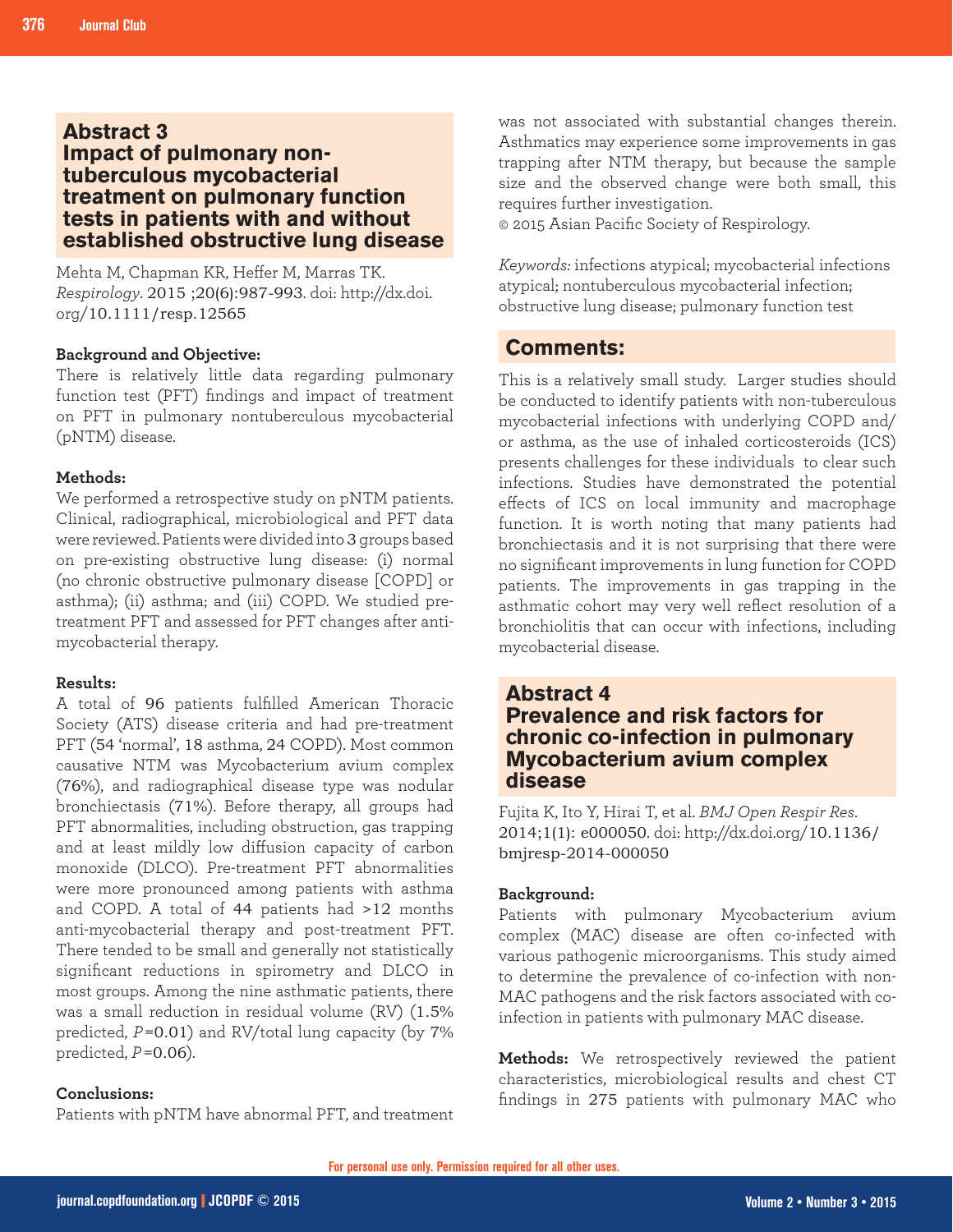## Abstract 3

## Impact of pulmonary non-tuberculous mycobacterial treatment on pulmonary function tests in patients with and without established obstructive lung disease

Mehta M, Chapman KR, Heffer M, Marras TK. *Respirology*. 2015 ;20(6):987-993. doi: http://dx.doi.org/10.1111/resp.12565

**Background and Objective:**

There is relatively little data regarding pulmonary function test (PFT) findings and impact of treatment on PFT in pulmonary nontuberculous mycobacterial (pNTM) disease.

**Methods:**

We performed a retrospective study on pNTM patients. Clinical, radiographical, microbiological and PFT data were reviewed. Patients were divided into 3 groups based on pre-existing obstructive lung disease: (i) normal (no chronic obstructive pulmonary disease [COPD] or asthma); (ii) asthma; and (iii) COPD. We studied pre-treatment PFT and assessed for PFT changes after anti-mycobacterial therapy.

**Results:**

A total of 96 patients fulfilled American Thoracic Society (ATS) disease criteria and had pre-treatment PFT (54 'normal', 18 asthma, 24 COPD). Most common causative NTM was Mycobacterium avium complex (76%), and radiographical disease type was nodular bronchiectasis (71%). Before therapy, all groups had PFT abnormalities, including obstruction, gas trapping and at least mildly low diffusion capacity of carbon monoxide (DLCO). Pre-treatment PFT abnormalities were more pronounced among patients with asthma and COPD. A total of 44 patients had >12 months anti-mycobacterial therapy and post-treatment PFT. There tended to be small and generally not statistically significant reductions in spirometry and DLCO in most groups. Among the nine asthmatic patients, there was a small reduction in residual volume (RV) (1.5% predicted, $P=0.01$) and RV/total lung capacity (by 7% predicted, $P=0.06$).

**Conclusions:**

Patients with pNTM have abnormal PFT, and treatment was not associated with substantial changes therein. Asthmatics may experience some improvements in gas trapping after NTM therapy, but because the sample size and the observed change were both small, this requires further investigation.

© 2015 Asian Pacific Society of Respirology.

*Keywords:* infections atypical; mycobacterial infections atypical; nontuberculous mycobacterial infection; obstructive lung disease; pulmonary function test

## Comments:

This is a relatively small study. Larger studies should be conducted to identify patients with non-tuberculous mycobacterial infections with underlying COPD and/or asthma, as the use of inhaled corticosteroids (ICS) presents challenges for these individuals to clear such infections. Studies have demonstrated the potential effects of ICS on local immunity and macrophage function. It is worth noting that many patients had bronchiectasis and it is not surprising that there were no significant improvements in lung function for COPD patients. The improvements in gas trapping in the asthmatic cohort may very well reflect resolution of a bronchiolitis that can occur with infections, including mycobacterial disease.

## Abstract 4

## Prevalence and risk factors for chronic co-infection in pulmonary Mycobacterium avium complex disease

Fujita K, Ito Y, Hirai T, et al. *BMJ Open Respir Res*. 2014;1(1): e000050. doi: http://dx.doi.org/10.1136/bmjresp-2014-000050

**Background:**

Patients with pulmonary Mycobacterium avium complex (MAC) disease are often co-infected with various pathogenic microorganisms. This study aimed to determine the prevalence of co-infection with non-MAC pathogens and the risk factors associated with co-infection in patients with pulmonary MAC disease.

**Methods:** We retrospectively reviewed the patient characteristics, microbiological results and chest CT findings in 275 patients with pulmonary MAC who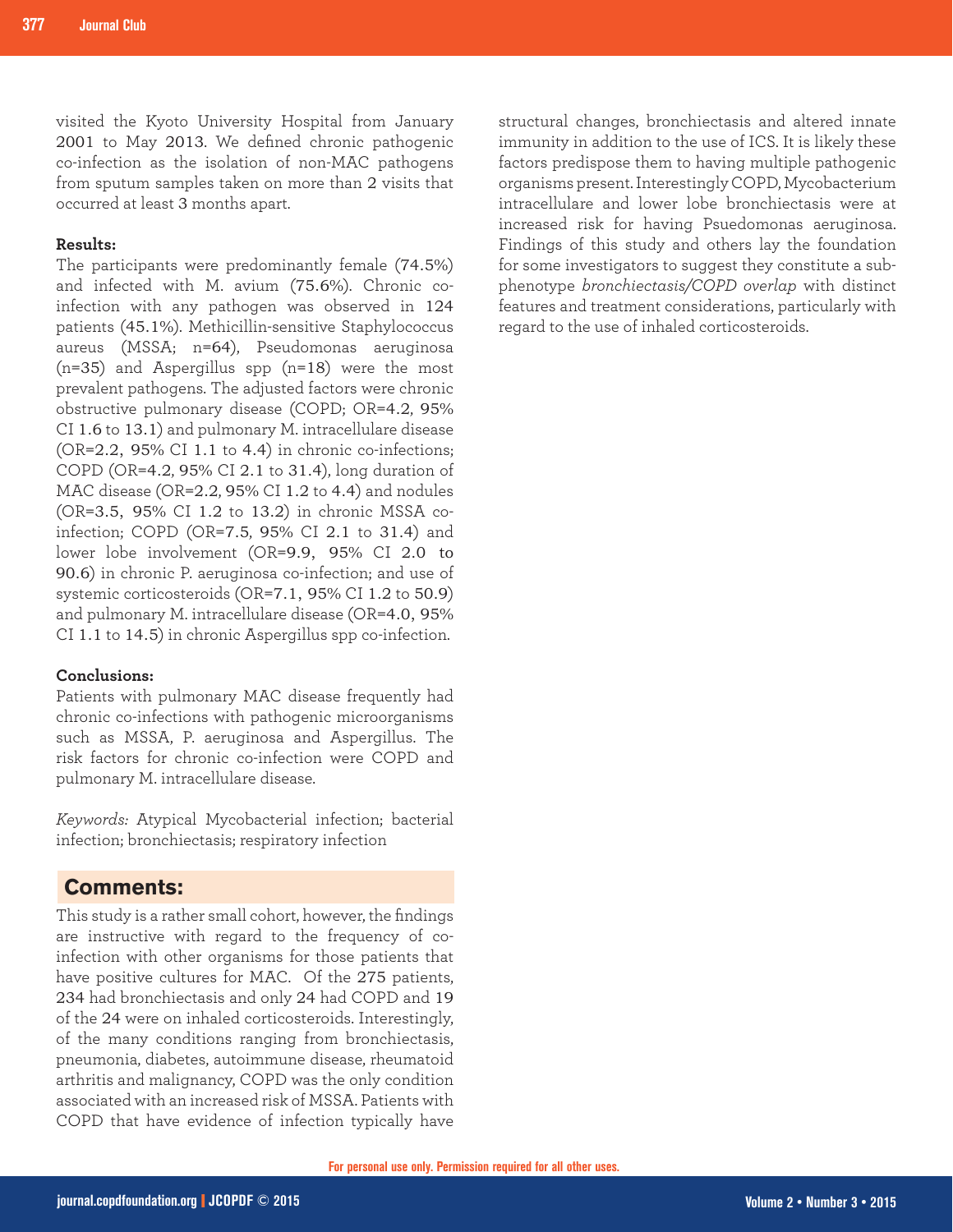visited the Kyoto University Hospital from January 2001 to May 2013. We defined chronic pathogenic co-infection as the isolation of non-MAC pathogens from sputum samples taken on more than 2 visits that occurred at least 3 months apart.

**Results:**

The participants were predominantly female (74.5%) and infected with M. avium (75.6%). Chronic co-infection with any pathogen was observed in 124 patients (45.1%). Methicillin-sensitive Staphylococcus aureus (MSSA; n=64), Pseudomonas aeruginosa (n=35) and Aspergillus spp (n=18) were the most prevalent pathogens. The adjusted factors were chronic obstructive pulmonary disease (COPD; OR=4.2, 95% CI 1.6 to 13.1) and pulmonary M. intracellulare disease (OR=2.2, 95% CI 1.1 to 4.4) in chronic co-infections; COPD (OR=4.2, 95% CI 2.1 to 31.4), long duration of MAC disease (OR=2.2, 95% CI 1.2 to 4.4) and nodules (OR=3.5, 95% CI 1.2 to 13.2) in chronic MSSA co-infection; COPD (OR=7.5, 95% CI 2.1 to 31.4) and lower lobe involvement (OR=9.9, 95% CI 2.0 to 90.6) in chronic P. aeruginosa co-infection; and use of systemic corticosteroids (OR=7.1, 95% CI 1.2 to 50.9) and pulmonary M. intracellulare disease (OR=4.0, 95% CI 1.1 to 14.5) in chronic Aspergillus spp co-infection.

**Conclusions:**

Patients with pulmonary MAC disease frequently had chronic co-infections with pathogenic microorganisms such as MSSA, P. aeruginosa and Aspergillus. The risk factors for chronic co-infection were COPD and pulmonary M. intracellulare disease.

*Keywords:* Atypical Mycobacterial infection; bacterial infection; bronchiectasis; respiratory infection

## Comments:

This study is a rather small cohort, however, the findings are instructive with regard to the frequency of co-infection with other organisms for those patients that have positive cultures for MAC. Of the 275 patients, 234 had bronchiectasis and only 24 had COPD and 19 of the 24 were on inhaled corticosteroids. Interestingly, of the many conditions ranging from bronchiectasis, pneumonia, diabetes, autoimmune disease, rheumatoid arthritis and malignancy, COPD was the only condition associated with an increased risk of MSSA. Patients with COPD that have evidence of infection typically have structural changes, bronchiectasis and altered innate immunity in addition to the use of ICS. It is likely these factors predispose them to having multiple pathogenic organisms present. Interestingly COPD, Mycobacterium intracellulare and lower lobe bronchiectasis were at increased risk for having Psuedomonas aeruginosa. Findings of this study and others lay the foundation for some investigators to suggest they constitute a sub-phenotype *bronchiectasis/COPD overlap* with distinct features and treatment considerations, particularly with regard to the use of inhaled corticosteroids.